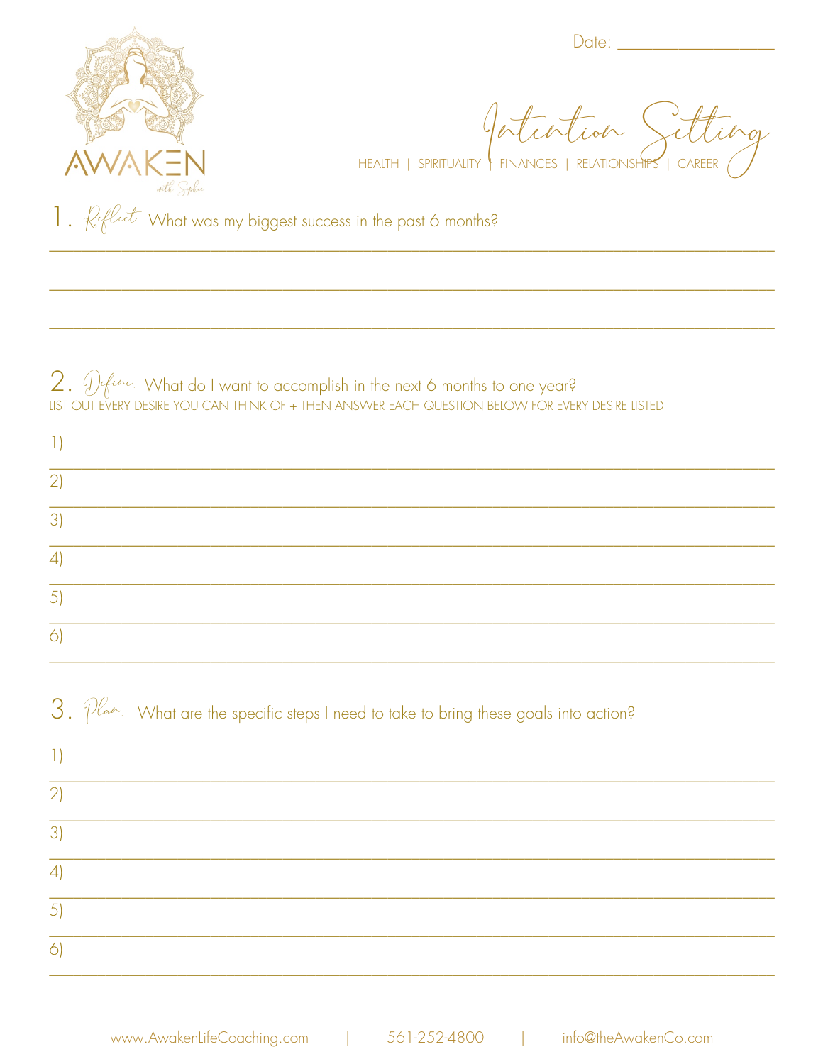AWAKEN

with Sophie

Date: ___________________

# Intention Setting

HEALTH | SPIRITUALITY | FINANCES | RELATIONSHIPS | CAREER

## 1. *Reflect* What was my biggest success in the past 6 months?

______________________________________________________________________________

______________________________________________________________________________

______________________________________________________________________________

## 2. *Define* What do I want to accomplish in the next 6 months to one year?

LIST OUT EVERY DESIRE YOU CAN THINK OF + THEN ANSWER EACH QUESTION BELOW FOR EVERY DESIRE LISTED

1) ____________________________________________________________________________

2) ____________________________________________________________________________

3) ____________________________________________________________________________

4) ____________________________________________________________________________

5) ____________________________________________________________________________

6) ____________________________________________________________________________

## 3. *Plan* What are the specific steps I need to take to bring these goals into action?

1) ____________________________________________________________________________

2) ____________________________________________________________________________

3) ____________________________________________________________________________

4) ____________________________________________________________________________

5) ____________________________________________________________________________

6) ____________________________________________________________________________

www.AwakenLifeCoaching.com | 561-252-4800 | info@theAwakenCo.com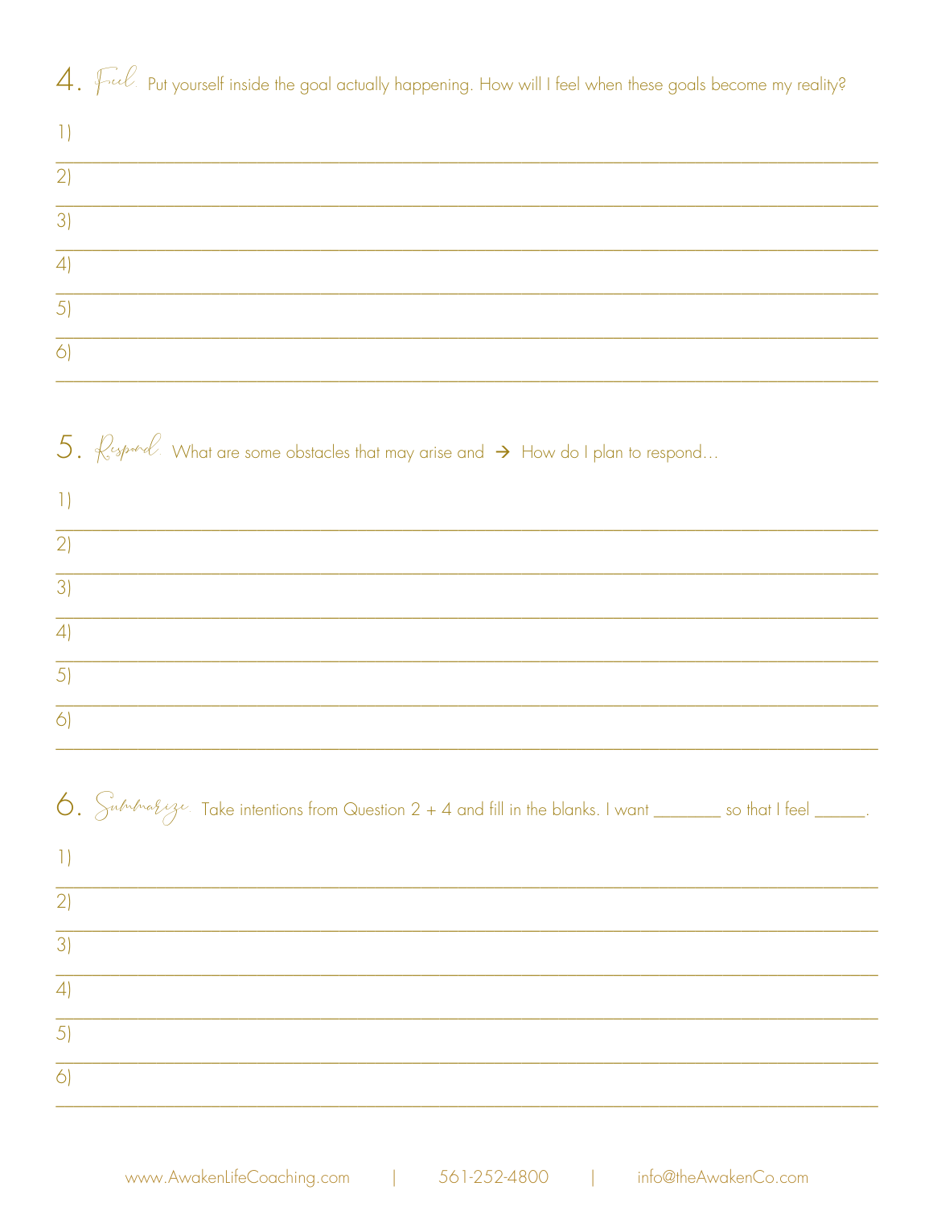## 4. *Feel.* Put yourself inside the goal actually happening. How will I feel when these goals become my reality?

1) ______________________________________________________________________________

2) ______________________________________________________________________________

3) ______________________________________________________________________________

4) ______________________________________________________________________________

5) ______________________________________________________________________________

6) ______________________________________________________________________________

## 5. *Respond.* What are some obstacles that may arise and → How do I plan to respond…

1) ______________________________________________________________________________

2) ______________________________________________________________________________

3) ______________________________________________________________________________

4) ______________________________________________________________________________

5) ______________________________________________________________________________

6) ______________________________________________________________________________

## 6. *Summarize.* Take intentions from Question 2 + 4 and fill in the blanks. I want ________ so that I feel ______.

1) ______________________________________________________________________________

2) ______________________________________________________________________________

3) ______________________________________________________________________________

4) ______________________________________________________________________________

5) ______________________________________________________________________________

6) ______________________________________________________________________________

www.AwakenLifeCoaching.com | 561-252-4800 | info@theAwakenCo.com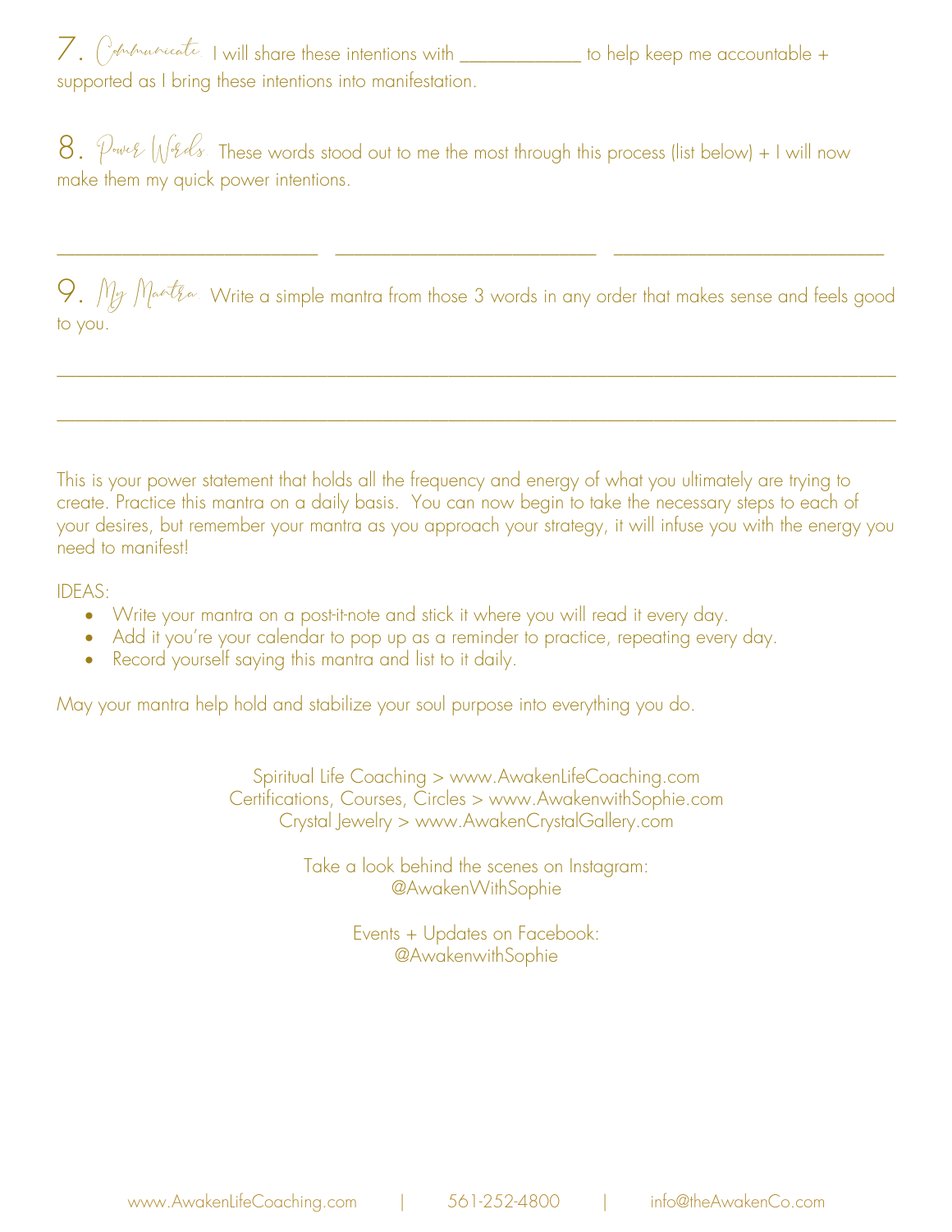7. *Communicate.* I will share these intentions with ____________ to help keep me accountable + supported as I bring these intentions into manifestation.

8. *Power Words.* These words stood out to me the most through this process (list below) + I will now make them my quick power intentions.

_________________________ _________________________ _________________________

9. *My Mantra.* Write a simple mantra from those 3 words in any order that makes sense and feels good to you.

_______________________________________________________________________________

_______________________________________________________________________________

This is your power statement that holds all the frequency and energy of what you ultimately are trying to create. Practice this mantra on a daily basis. You can now begin to take the necessary steps to each of your desires, but remember your mantra as you approach your strategy, it will infuse you with the energy you need to manifest!

IDEAS:

- Write your mantra on a post-it-note and stick it where you will read it every day.
- Add it you're your calendar to pop up as a reminder to practice, repeating every day.
- Record yourself saying this mantra and list to it daily.

May your mantra help hold and stabilize your soul purpose into everything you do.

Spiritual Life Coaching > www.AwakenLifeCoaching.com
Certifications, Courses, Circles > www.AwakenwithSophie.com
Crystal Jewelry > www.AwakenCrystalGallery.com

Take a look behind the scenes on Instagram:
@AwakenWithSophie

Events + Updates on Facebook:
@AwakenwithSophie